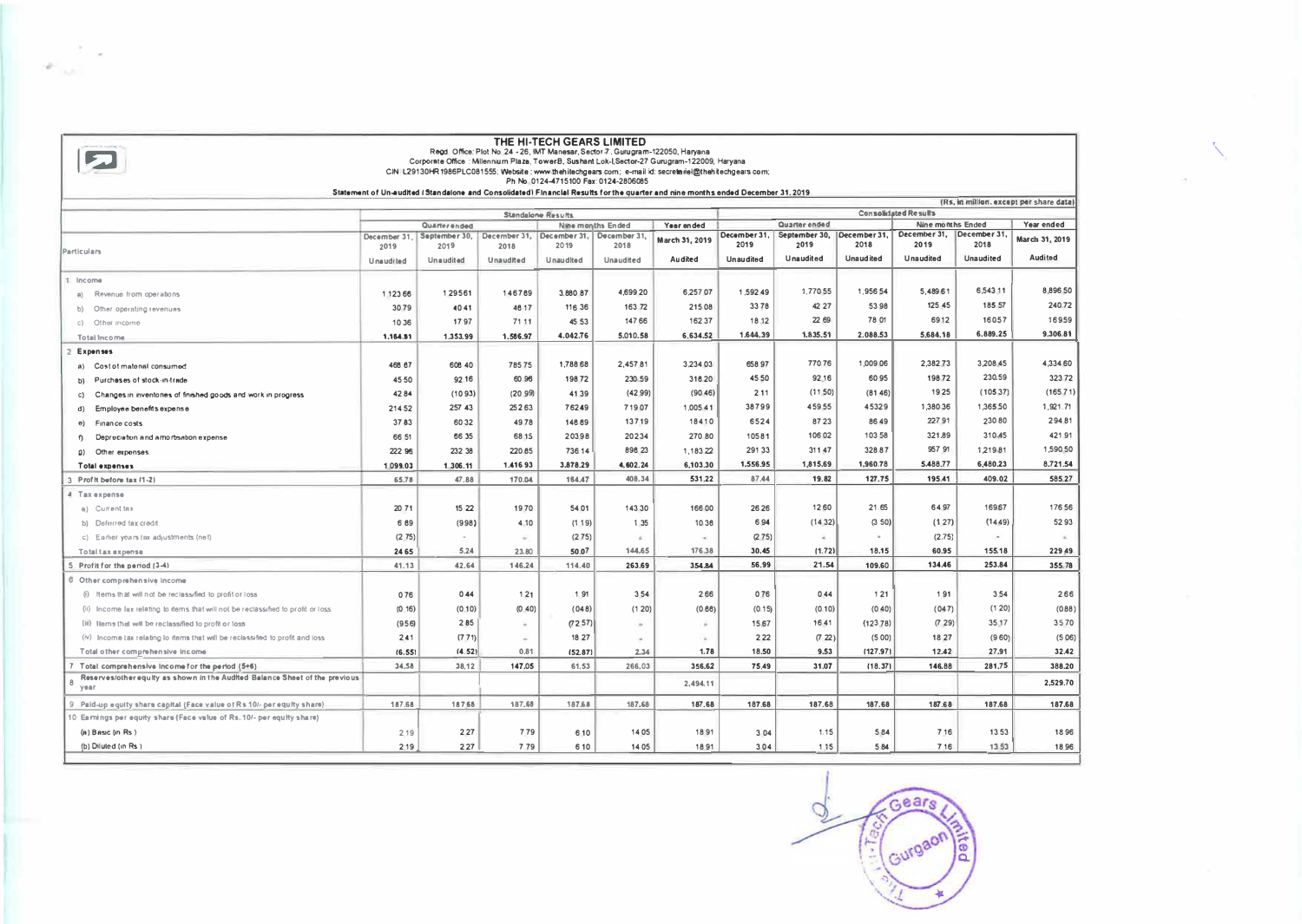# THE HI-TECH GEARS LIMITED

Regd. Office: Plot No. 24 - 26, IMT Manesar, Sector 7, Gurugram-122050, Haryana
Corporate Office : Millennium Plaza, Tower B, Sushant Lok-I, Sector-27 Gurugram-122009, Haryana
CIN: L29130HR1986PLC081555, Website : www.thehitechgears.com; e-mail id: secretarial@thehitechgears.com;
Ph No. 0124-4715100 Fax 0124-2806085

**Statement of Un-audited (Standalone and Consolidated) Financial Results for the quarter and nine months ended December 31, 2019**

(Rs. in million, except per share data)

| Particulars | Standalone Results | | | | | | Consolidated Results | | | | | |
|---|---|---|---|---|---|---|---|---|---|---|---|---|
| | Quarter ended | | | Nine months Ended | | Year ended | Quarter ended | | | Nine months Ended | | Year ended |
| | December 31, 2019 | September 30, 2019 | December 31, 2018 | December 31, 2019 | December 31, 2018 | March 31, 2019 | December 31, 2019 | September 30, 2019 | December 31, 2018 | December 31, 2019 | December 31, 2018 | March 31, 2019 |
| | Unaudited | Unaudited | Unaudited | Unaudited | Unaudited | Audited | Unaudited | Unaudited | Unaudited | Unaudited | Unaudited | Audited |
| 1. Income | | | | | | | | | | | | |
| a) Revenue from operations | 1,123.66 | 1,295.61 | 1,467.89 | 3,880.87 | 4,699.20 | 6,257.07 | 1,592.49 | 1,770.55 | 1,956.54 | 5,489.61 | 6,543.11 | 8,896.50 |
| b) Other operating revenues | 30.79 | 40.41 | 48.17 | 116.36 | 163.72 | 215.08 | 33.78 | 42.27 | 53.98 | 125.45 | 185.57 | 240.72 |
| c) Other income | 10.36 | 17.97 | 71.11 | 45.53 | 147.66 | 162.37 | 18.12 | 22.69 | 78.01 | 69.12 | 160.57 | 169.59 |
| **Total Income** | **1,164.81** | **1,353.99** | **1,586.97** | **4,042.76** | **5,010.58** | **6,634.52** | **1,644.39** | **1,835.51** | **2,088.53** | **5,684.18** | **6,889.25** | **9,306.81** |
| **2. Expenses** | | | | | | | | | | | | |
| a) Cost of material consumed | 468.87 | 608.40 | 785.75 | 1,788.68 | 2,457.81 | 3,234.03 | 658.97 | 770.76 | 1,009.06 | 2,382.73 | 3,208.45 | 4,334.60 |
| b) Purchases of stock-in-trade | 45.50 | 92.16 | 60.96 | 198.72 | 230.59 | 318.20 | 45.50 | 92.16 | 60.95 | 198.72 | 230.59 | 323.72 |
| c) Changes in inventories of finished goods and work in progress | 42.84 | (10.93) | (20.99) | 41.39 | (42.99) | (90.46) | 2.11 | (11.50) | (81.46) | 19.25 | (105.37) | (165.71) |
| d) Employee benefits expense | 214.52 | 257.43 | 252.63 | 762.49 | 719.07 | 1,005.41 | 387.99 | 459.55 | 453.29 | 1,380.36 | 1,365.50 | 1,921.71 |
| e) Finance costs | 37.83 | 60.32 | 49.78 | 146.89 | 137.19 | 184.10 | 65.24 | 87.23 | 86.49 | 227.91 | 230.80 | 294.81 |
| f) Depreciation and amortisation expense | 66.51 | 66.35 | 68.15 | 203.98 | 202.34 | 270.80 | 105.81 | 106.02 | 103.58 | 321.89 | 310.45 | 421.91 |
| g) Other expenses | 222.96 | 232.38 | 220.85 | 736.14 | 898.23 | 1,183.22 | 291.33 | 311.47 | 328.87 | 957.91 | 1,219.81 | 1,590.50 |
| **Total expenses** | **1,099.03** | **1,306.11** | **1,416.93** | **3,878.29** | **4,602.24** | **6,103.30** | **1,556.95** | **1,815.69** | **1,960.78** | **5,488.77** | **6,480.23** | **8,721.54** |
| **3. Profit before tax (1-2)** | **65.78** | **47.88** | **170.04** | **164.47** | **408.34** | **531.22** | **87.44** | **19.82** | **127.75** | **195.41** | **409.02** | **585.27** |
| **4. Tax expense** | | | | | | | | | | | | |
| a) Current tax | 20.71 | 15.22 | 19.70 | 54.01 | 143.30 | 166.00 | 26.26 | 12.60 | 21.65 | 64.97 | 169.67 | 176.56 |
| b) Deferred tax credit | 6.69 | (9.98) | 4.10 | (1.19) | 1.35 | 10.38 | 6.94 | (14.32) | (3.50) | (1.27) | (14.49) | 52.93 |
| c) Earlier years tax adjustments (net) | (2.75) | - | - | (2.75) | - | - | (2.75) | - | - | (2.75) | - | - |
| **Total tax expense** | **24.65** | **5.24** | **23.80** | **50.07** | **144.65** | **176.38** | **30.45** | **(1.72)** | **18.15** | **60.95** | **155.18** | **229.49** |
| **5. Profit for the period (3-4)** | **41.13** | **42.64** | **146.24** | **114.40** | **263.69** | **354.84** | **56.99** | **21.54** | **109.60** | **134.46** | **253.84** | **355.78** |
| **6. Other comprehensive income** | | | | | | | | | | | | |
| (i) Items that will not be reclassified to profit or loss | 0.76 | 0.44 | 1.21 | 1.91 | 3.54 | 2.66 | 0.76 | 0.44 | 1.21 | 1.91 | 3.54 | 2.66 |
| (ii) Income tax relating to items that will not be reclassified to profit or loss | (0.16) | (0.10) | (0.40) | (0.48) | (1.20) | (0.88) | (0.15) | (0.10) | (0.40) | (0.47) | (1.20) | (0.88) |
| (iii) Items that will be reclassified to profit or loss | (9.56) | 2.85 | - | (72.57) | - | - | 15.67 | 16.41 | (123.78) | (7.29) | 35.17 | 35.70 |
| (iv) Income tax relating to items that will be reclassified to profit and loss | 2.41 | (7.71) | - | 18.27 | - | - | 2.22 | (7.22) | (5.00) | 18.27 | (9.60) | (5.06) |
| **Total other comprehensive income** | **(6.55)** | **(4.52)** | **0.81** | **(52.87)** | **2.34** | **1.78** | **18.50** | **9.53** | **(127.97)** | **12.42** | **27.91** | **32.42** |
| **7. Total comprehensive income for the period (5+6)** | **34.58** | **38.12** | **147.05** | **61.53** | **266.03** | **356.62** | **75.49** | **31.07** | **(18.37)** | **146.88** | **281.75** | **388.20** |
| **8. Reserves/other equity as shown in the Audited Balance Sheet of the previous year** | | | | | | **2,494.11** | | | | | | **2,529.70** |
| **9. Paid-up equity share capital (Face value of Rs 10/- per equity share)** | **187.68** | **187.68** | **187.68** | **187.68** | **187.68** | **187.68** | **187.68** | **187.68** | **187.68** | **187.68** | **187.68** | **187.68** |
| **10. Earnings per equity share (Face value of Rs. 10/- per equity share)** | | | | | | | | | | | | |
| (a) Basic (in Rs.) | 2.19 | 2.27 | 7.79 | 6.10 | 14.05 | 18.91 | 3.04 | 1.15 | 5.84 | 7.16 | 13.53 | 18.96 |
| (b) Diluted (in Rs.) | 2.19 | 2.27 | 7.79 | 6.10 | 14.05 | 18.91 | 3.04 | 1.15 | 5.84 | 7.16 | 13.53 | 18.96 |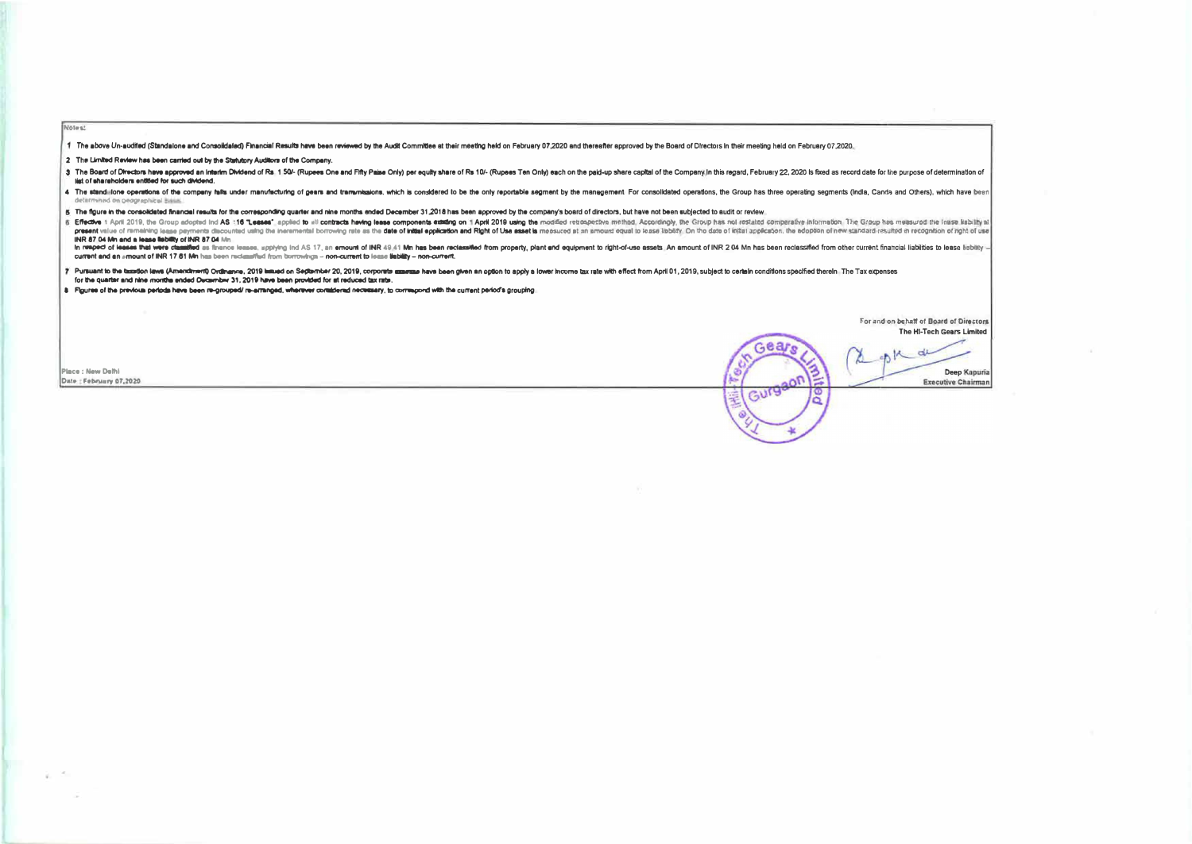Notes:

1. The above Un-audited (Standalone and Consolidated) Financial Results have been reviewed by the Audit Committee at their meeting held on February 07,2020 and thereafter approved by the Board of Directors in their meeting held on February 07,2020.
2. The Limited Review has been carried out by the Statutory Auditors of the Company.
3. The Board of Directors have approved an Interim Dividend of Rs. 1.50/- (Rupees One and Fifty Paise Only) per equity share of Rs 10/- (Rupees Ten Only) each on the paid-up share capital of the Company.In this regard, February 22, 2020 is fixed as record date for the purpose of determination of list of shareholders entitled for such dividend.
4. The standalone operations of the company falls under manufacturing of gears and transmissions, which is considered to be the only reportable segment by the management. For consolidated operations, the Group has three operating segments (India, Canda and Others), which have been determined on geographical basis.
5. The figure in the consolidated financial results for the corresponding quarter and nine months ended December 31,2018 has been approved by the company's board of directors, but have not been subjected to audit or review.
6. Effective 1 April 2019, the Group adopted Ind AS 116 "Leases", applied to all contracts having lease components existing on 1 April 2019 using the modified retrospective method. Accordingly, the Group has not restated comparative information. The Group has measured the lease liability at present value of remaining lease payments discounted using the incremental borrowing rate as the date of initial application and Right of Use asset is measured at an amount equal to lease liability. On the date of initial application, the adoption of new standard resulted in recognition of right of use INR 87.04 Mn and a lease liability of INR 87.04 Mn.
   In respect of leases that were classified as finance leases, applying Ind AS 17, an amount of INR 49.41 Mn has been reclassified from property, plant and equipment to right-of-use assets. An amount of INR 2.04 Mn has been reclassified from other current financial liabilities to lease liability – current and an amount of INR 17.61 Mn has been reclassified from borrowings – non-current to lease liability – non-current.
7. Pursuant to the taxation laws (Amendment) Ordinance, 2019 issued on September 20, 2019, corporate assesse have been given an option to apply a lower income tax rate with effect from April 01, 2019, subject to certain conditions specified therein. The Tax expenses for the quarter and nine months ended December 31, 2019 have been provided for at reduced tax rate.
8. Figures of the previous periods have been re-grouped/ re-arranged, wherever considered necessary, to correspond with the current period's grouping.

For and on behalf of Board of Directors
The Hi-Tech Gears Limited

Deep Kapuria
Executive Chairman

Place : New Delhi
Date : February 07,2020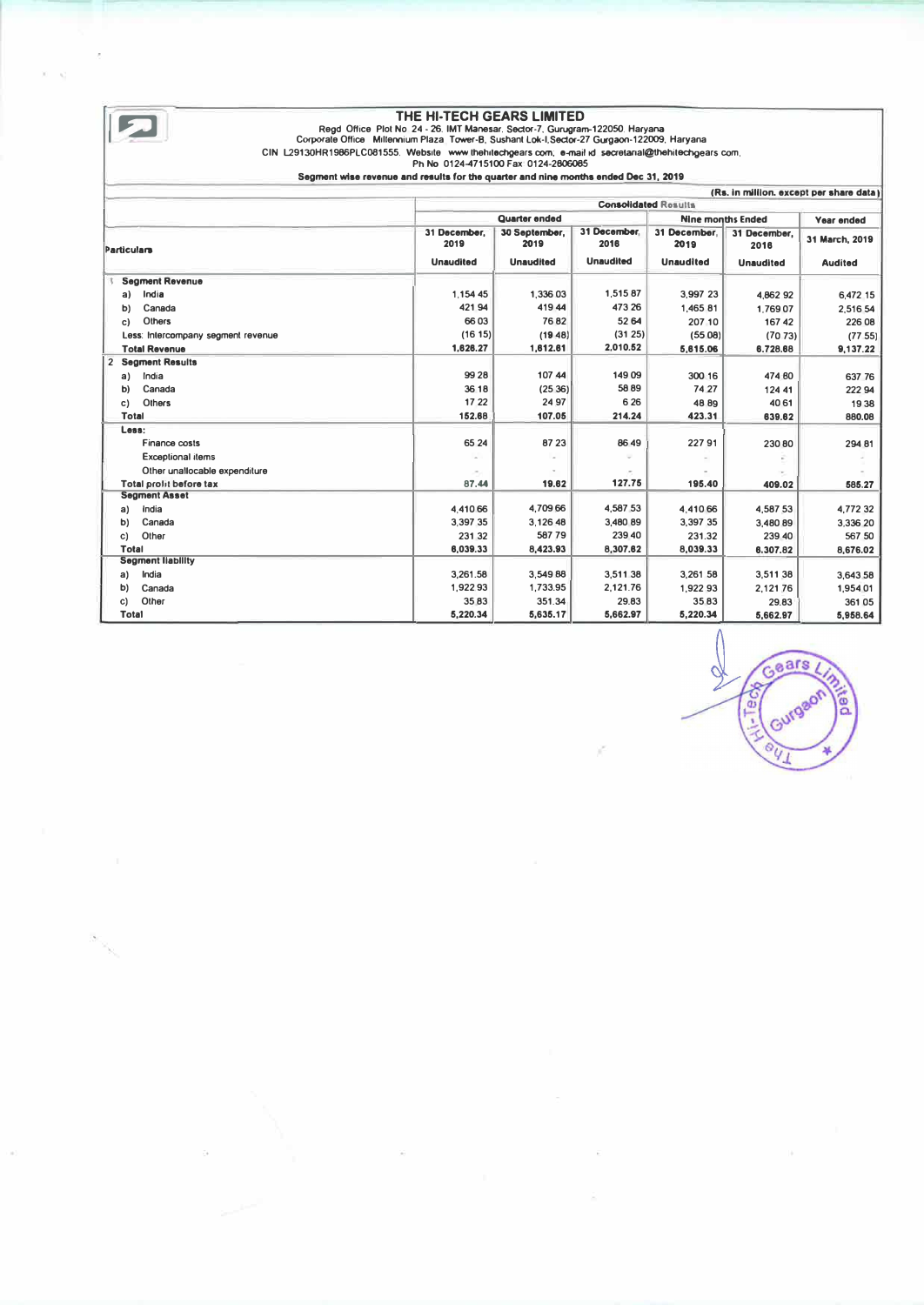# THE HI-TECH GEARS LIMITED

Regd Office Plot No 24 - 26, IMT Manesar, Sector-7, Gurugram-122050 Haryana
Corporate Office Millennium Plaza Tower-B, Sushant Lok-I,Sector-27 Gurgaon-122009, Haryana
CIN L29130HR1986PLC081555, Website www.thehitechgears.com, e-mail id secretarial@thehitechgears.com,
Ph No 0124-4715100 Fax 0124-2806085

**Segment wise revenue and results for the quarter and nine months ended Dec 31, 2019**

(Rs. in million, except per share data)

| Particulars | Consolidated Results | | | | | |
|---|---|---|---|---|---|---|
| | Quarter ended | | | Nine months Ended | | Year ended |
| | 31 December, 2019 | 30 September, 2019 | 31 December, 2018 | 31 December, 2019 | 31 December, 2018 | 31 March, 2019 |
| | Unaudited | Unaudited | Unaudited | Unaudited | Unaudited | Audited |
| **1 Segment Revenue** | | | | | | |
| a) India | 1,154.45 | 1,336.03 | 1,515.87 | 3,997.23 | 4,862.92 | 6,472.15 |
| b) Canada | 421.94 | 419.44 | 473.26 | 1,465.81 | 1,769.07 | 2,516.54 |
| c) Others | 66.03 | 76.82 | 52.64 | 207.10 | 167.42 | 226.08 |
| Less: Intercompany segment revenue | (16.15) | (19.48) | (31.25) | (55.08) | (70.73) | (77.55) |
| **Total Revenue** | **1,626.27** | **1,812.81** | **2,010.52** | **5,615.06** | **6,728.68** | **9,137.22** |
| **2 Segment Results** | | | | | | |
| a) India | 99.28 | 107.44 | 149.09 | 300.16 | 474.80 | 637.76 |
| b) Canada | 36.18 | (25.36) | 58.89 | 74.27 | 124.41 | 222.94 |
| c) Others | 17.22 | 24.97 | 6.26 | 48.89 | 40.61 | 19.38 |
| **Total** | **152.68** | **107.05** | **214.24** | **423.31** | **639.82** | **880.08** |
| **Less:** | | | | | | |
| Finance costs | 65.24 | 87.23 | 86.49 | 227.91 | 230.80 | 294.81 |
| Exceptional items | - | - | - | - | - | - |
| Other unallocable expenditure | - | - | - | - | - | - |
| **Total profit before tax** | **87.44** | **19.82** | **127.75** | **195.40** | **409.02** | **585.27** |
| **Segment Asset** | | | | | | |
| a) India | 4,410.66 | 4,709.66 | 4,587.53 | 4,410.66 | 4,587.53 | 4,772.32 |
| b) Canada | 3,397.35 | 3,126.48 | 3,480.89 | 3,397.35 | 3,480.89 | 3,336.20 |
| c) Other | 231.32 | 587.79 | 239.40 | 231.32 | 239.40 | 567.50 |
| **Total** | **8,039.33** | **8,423.93** | **8,307.82** | **8,039.33** | **8,307.82** | **8,676.02** |
| **Segment liability** | | | | | | |
| a) India | 3,261.58 | 3,549.88 | 3,511.38 | 3,261.58 | 3,511.38 | 3,643.58 |
| b) Canada | 1,922.93 | 1,733.95 | 2,121.76 | 1,922.93 | 2,121.76 | 1,954.01 |
| c) Other | 35.83 | 351.34 | 29.83 | 35.83 | 29.83 | 361.05 |
| **Total** | **5,220.34** | **5,635.17** | **5,662.97** | **5,220.34** | **5,662.97** | **5,958.64** |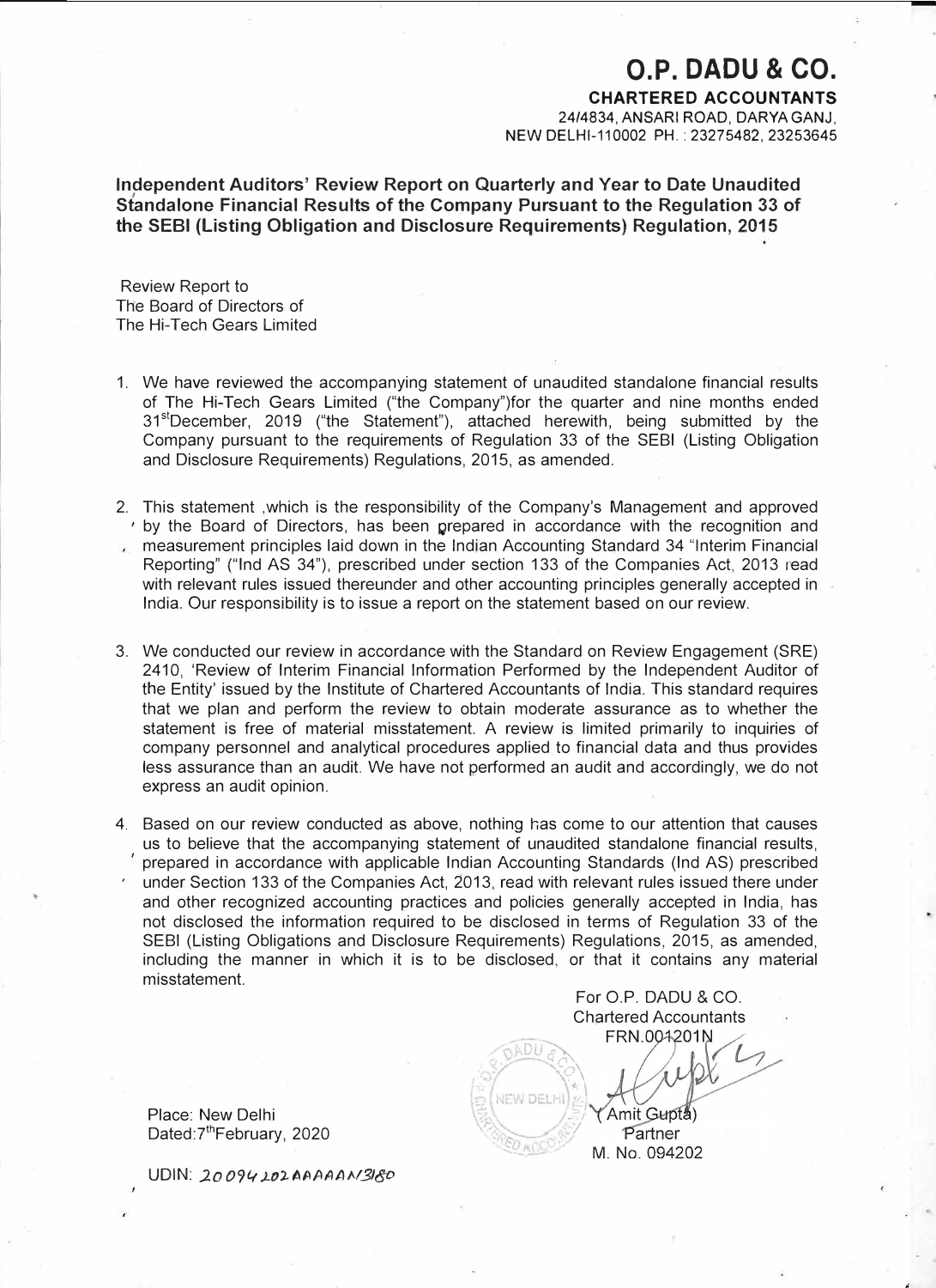# O.P. DADU & CO.

**CHARTERED ACCOUNTANTS**

24/4834, ANSARI ROAD, DARYA GANJ,
NEW DELHI-110002 PH. : 23275482, 23253645

## Independent Auditors' Review Report on Quarterly and Year to Date Unaudited Standalone Financial Results of the Company Pursuant to the Regulation 33 of the SEBI (Listing Obligation and Disclosure Requirements) Regulation, 2015

Review Report to
The Board of Directors of
The Hi-Tech Gears Limited

1. We have reviewed the accompanying statement of unaudited standalone financial results of The Hi-Tech Gears Limited ("the Company")for the quarter and nine months ended 31st December, 2019 ("the Statement"), attached herewith, being submitted by the Company pursuant to the requirements of Regulation 33 of the SEBI (Listing Obligation and Disclosure Requirements) Regulations, 2015, as amended.

2. This statement ,which is the responsibility of the Company's Management and approved by the Board of Directors, has been prepared in accordance with the recognition and measurement principles laid down in the Indian Accounting Standard 34 "Interim Financial Reporting" ("Ind AS 34"), prescribed under section 133 of the Companies Act, 2013 read with relevant rules issued thereunder and other accounting principles generally accepted in India. Our responsibility is to issue a report on the statement based on our review.

3. We conducted our review in accordance with the Standard on Review Engagement (SRE) 2410, 'Review of Interim Financial Information Performed by the Independent Auditor of the Entity' issued by the Institute of Chartered Accountants of India. This standard requires that we plan and perform the review to obtain moderate assurance as to whether the statement is free of material misstatement. A review is limited primarily to inquiries of company personnel and analytical procedures applied to financial data and thus provides less assurance than an audit. We have not performed an audit and accordingly, we do not express an audit opinion.

4. Based on our review conducted as above, nothing has come to our attention that causes us to believe that the accompanying statement of unaudited standalone financial results, prepared in accordance with applicable Indian Accounting Standards (Ind AS) prescribed under Section 133 of the Companies Act, 2013, read with relevant rules issued there under and other recognized accounting practices and policies generally accepted in India, has not disclosed the information required to be disclosed in terms of Regulation 33 of the SEBI (Listing Obligations and Disclosure Requirements) Regulations, 2015, as amended, including the manner in which it is to be disclosed, or that it contains any material misstatement.

For O.P. DADU & CO.
Chartered Accountants
FRN.001201N

(Amit Gupta)
Partner
M. No. 094202

Place: New Delhi
Dated: 7th February, 2020

UDIN: 20094202AAAAAN3180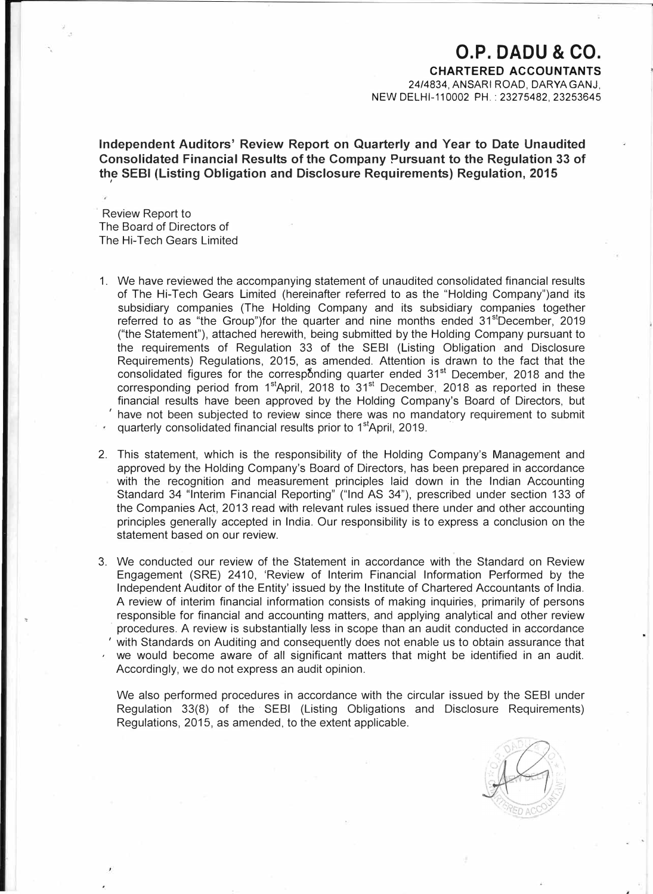# O.P. DADU & CO.

**CHARTERED ACCOUNTANTS**
24/4834, ANSARI ROAD, DARYA GANJ,
NEW DELHI-110002 PH. : 23275482, 23253645

**Independent Auditors' Review Report on Quarterly and Year to Date Unaudited Consolidated Financial Results of the Company Pursuant to the Regulation 33 of the SEBI (Listing Obligation and Disclosure Requirements) Regulation, 2015**

Review Report to
The Board of Directors of
The Hi-Tech Gears Limited

1. We have reviewed the accompanying statement of unaudited consolidated financial results of The Hi-Tech Gears Limited (hereinafter referred to as the "Holding Company")and its subsidiary companies (The Holding Company and its subsidiary companies together referred to as "the Group")for the quarter and nine months ended 31st December, 2019 ("the Statement"), attached herewith, being submitted by the Holding Company pursuant to the requirements of Regulation 33 of the SEBI (Listing Obligation and Disclosure Requirements) Regulations, 2015, as amended. Attention is drawn to the fact that the consolidated figures for the corresponding quarter ended 31st December, 2018 and the corresponding period from 1st April, 2018 to 31st December, 2018 as reported in these financial results have been approved by the Holding Company's Board of Directors, but have not been subjected to review since there was no mandatory requirement to submit quarterly consolidated financial results prior to 1st April, 2019.

2. This statement, which is the responsibility of the Holding Company's Management and approved by the Holding Company's Board of Directors, has been prepared in accordance with the recognition and measurement principles laid down in the Indian Accounting Standard 34 "Interim Financial Reporting" ("Ind AS 34"), prescribed under section 133 of the Companies Act, 2013 read with relevant rules issued there under and other accounting principles generally accepted in India. Our responsibility is to express a conclusion on the statement based on our review.

3. We conducted our review of the Statement in accordance with the Standard on Review Engagement (SRE) 2410, 'Review of Interim Financial Information Performed by the Independent Auditor of the Entity' issued by the Institute of Chartered Accountants of India. A review of interim financial information consists of making inquiries, primarily of persons responsible for financial and accounting matters, and applying analytical and other review procedures. A review is substantially less in scope than an audit conducted in accordance with Standards on Auditing and consequently does not enable us to obtain assurance that we would become aware of all significant matters that might be identified in an audit. Accordingly, we do not express an audit opinion.

   We also performed procedures in accordance with the circular issued by the SEBI under Regulation 33(8) of the SEBI (Listing Obligations and Disclosure Requirements) Regulations, 2015, as amended, to the extent applicable.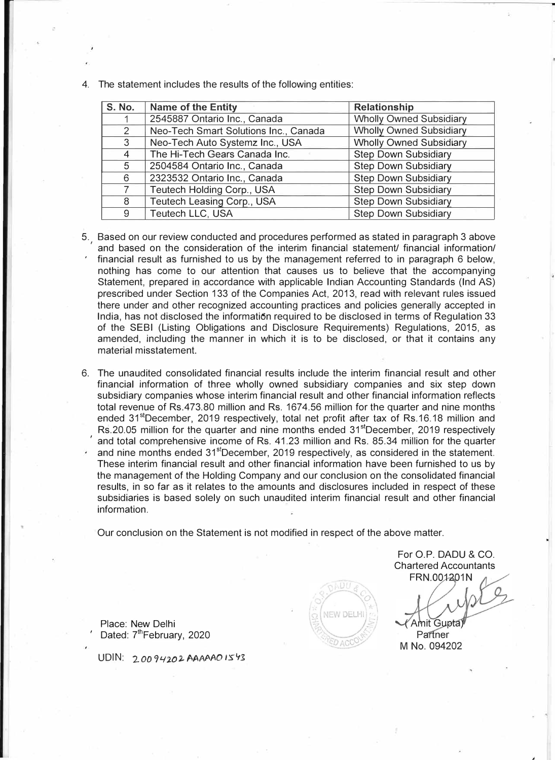4. The statement includes the results of the following entities:

| S. No. | Name of the Entity | Relationship |
|---|---|---|
| 1 | 2545887 Ontario Inc., Canada | Wholly Owned Subsidiary |
| 2 | Neo-Tech Smart Solutions Inc., Canada | Wholly Owned Subsidiary |
| 3 | Neo-Tech Auto Systemz Inc., USA | Wholly Owned Subsidiary |
| 4 | The Hi-Tech Gears Canada Inc. | Step Down Subsidiary |
| 5 | 2504584 Ontario Inc., Canada | Step Down Subsidiary |
| 6 | 2323532 Ontario Inc., Canada | Step Down Subsidiary |
| 7 | Teutech Holding Corp., USA | Step Down Subsidiary |
| 8 | Teutech Leasing Corp., USA | Step Down Subsidiary |
| 9 | Teutech LLC, USA | Step Down Subsidiary |

5. Based on our review conducted and procedures performed as stated in paragraph 3 above and based on the consideration of the interim financial statement/ financial information/ financial result as furnished to us by the management referred to in paragraph 6 below, nothing has come to our attention that causes us to believe that the accompanying Statement, prepared in accordance with applicable Indian Accounting Standards (Ind AS) prescribed under Section 133 of the Companies Act, 2013, read with relevant rules issued there under and other recognized accounting practices and policies generally accepted in India, has not disclosed the information required to be disclosed in terms of Regulation 33 of the SEBI (Listing Obligations and Disclosure Requirements) Regulations, 2015, as amended, including the manner in which it is to be disclosed, or that it contains any material misstatement.

6. The unaudited consolidated financial results include the interim financial result and other financial information of three wholly owned subsidiary companies and six step down subsidiary companies whose interim financial result and other financial information reflects total revenue of Rs.473.80 million and Rs. 1674.56 million for the quarter and nine months ended 31st December, 2019 respectively, total net profit after tax of Rs.16.18 million and Rs.20.05 million for the quarter and nine months ended 31st December, 2019 respectively and total comprehensive income of Rs. 41.23 million and Rs. 85.34 million for the quarter and nine months ended 31st December, 2019 respectively, as considered in the statement. These interim financial result and other financial information have been furnished to us by the management of the Holding Company and our conclusion on the consolidated financial results, in so far as it relates to the amounts and disclosures included in respect of these subsidiaries is based solely on such unaudited interim financial result and other financial information.

Our conclusion on the Statement is not modified in respect of the above matter.

For O.P. DADU & CO.
Chartered Accountants
FRN.001201N

(Amit Gupta)
Partner
M No. 094202

Place: New Delhi
Dated: 7th February, 2020

UDIN: 20094202AAAAAO1543